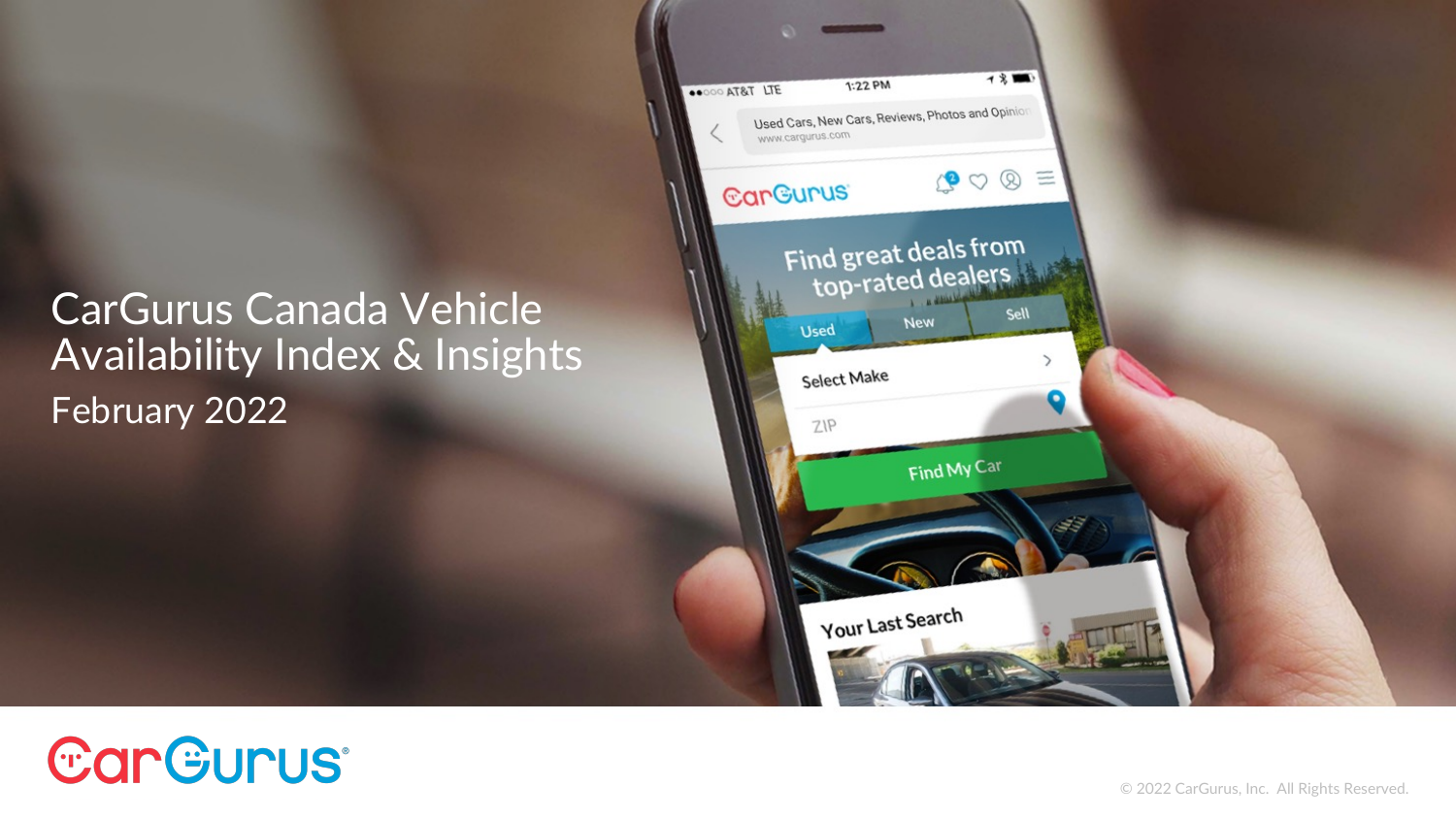# CarGurus Canada Vehicle Availability Index & Insights

February 2022

© 2022 CarGurus, Inc. All Rights Reserved.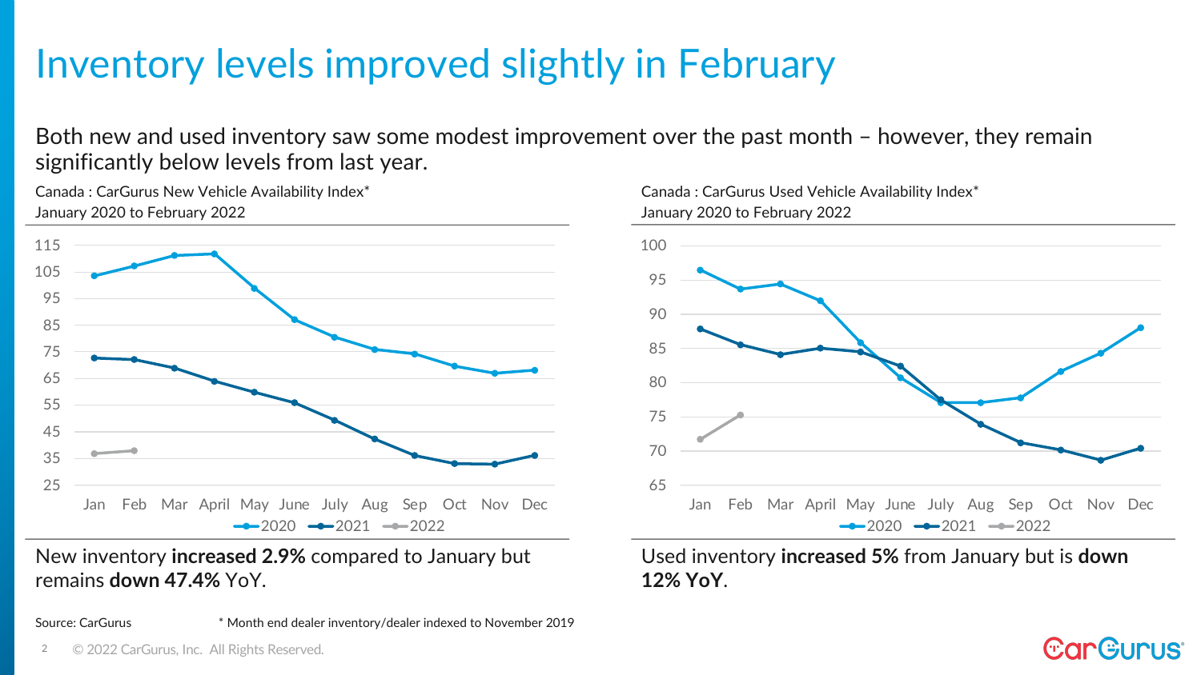# Inventory levels improved slightly in February

Both new and used inventory saw some modest improvement over the past month – however, they remain significantly below levels from last year.

Canada : CarGurus New Vehicle Availability Index*
January 2020 to February 2022

New inventory **increased 2.9%** compared to January but remains **down 47.4%** YoY.

Canada : CarGurus Used Vehicle Availability Index*
January 2020 to February 2022

Used inventory **increased 5%** from January but is **down 12% YoY**.

Source: CarGurus

* Month end dealer inventory/dealer indexed to November 2019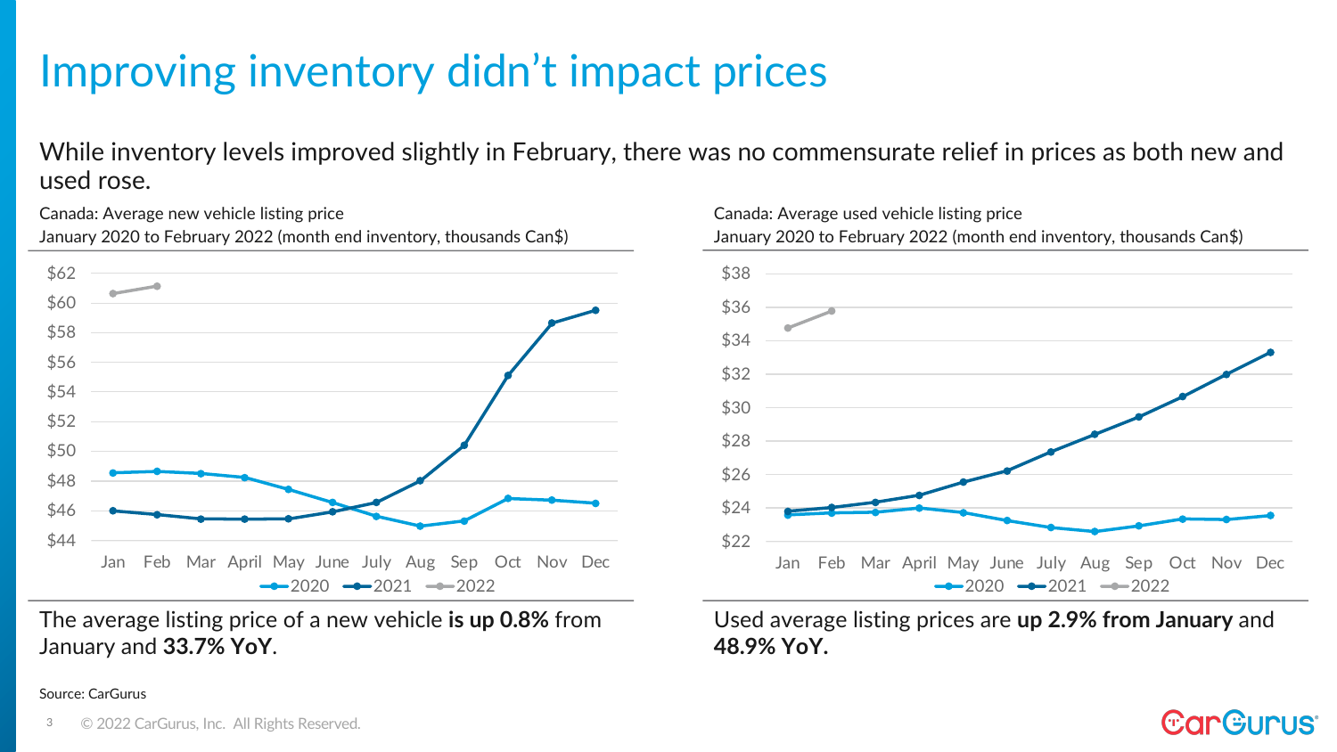# Improving inventory didn't impact prices

While inventory levels improved slightly in February, there was no commensurate relief in prices as both new and used rose.

Canada: Average new vehicle listing price
January 2020 to February 2022 (month end inventory, thousands Can$)

The average listing price of a new vehicle **is up 0.8%** from January and **33.7% YoY**.

Canada: Average used vehicle listing price
January 2020 to February 2022 (month end inventory, thousands Can$)

Used average listing prices are **up 2.9% from January** and **48.9% YoY.**

Source: CarGurus

© 2022 CarGurus, Inc. All Rights Reserved.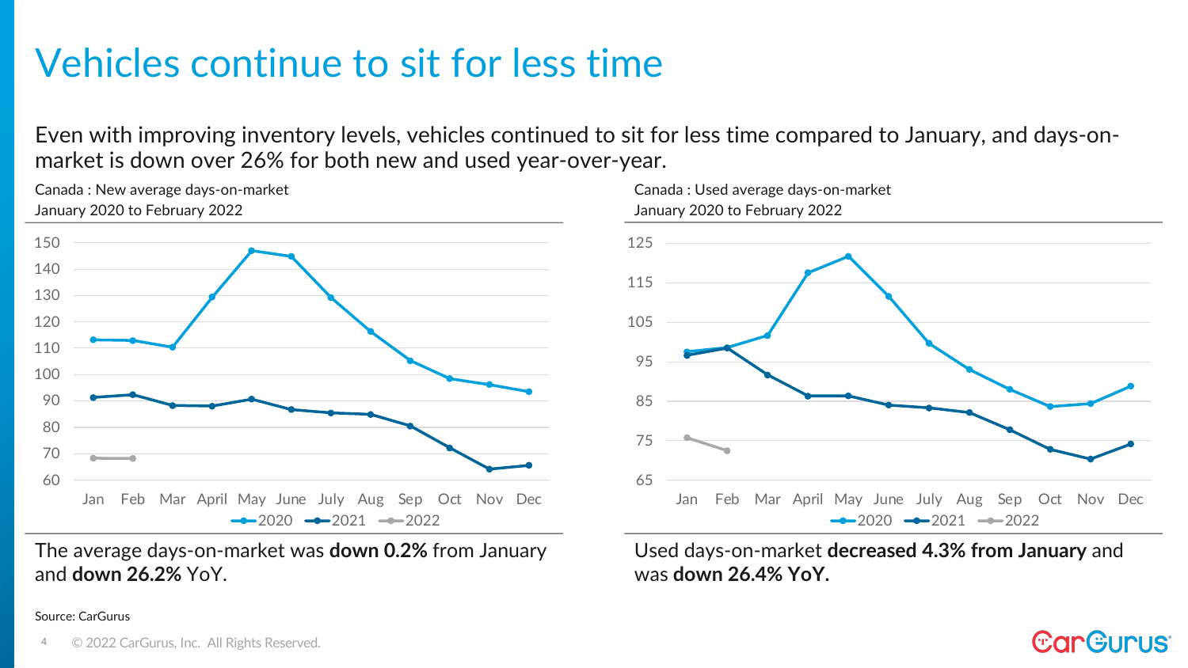# Vehicles continue to sit for less time

Even with improving inventory levels, vehicles continued to sit for less time compared to January, and days-on-market is down over 26% for both new and used year-over-year.

Canada : New average days-on-market
January 2020 to February 2022

150
140
130
120
110
100
90
80
70
60

Jan Feb Mar April May June July Aug Sep Oct Nov Dec

2020 2021 2022

The average days-on-market was **down 0.2%** from January and **down 26.2%** YoY.

Canada : Used average days-on-market
January 2020 to February 2022

125
115
105
95
85
75
65

Jan Feb Mar April May June July Aug Sep Oct Nov Dec

2020 2021 2022

Used days-on-market **decreased 4.3% from January** and was **down 26.4% YoY.**

Source: CarGurus

© 2022 CarGurus, Inc. All Rights Reserved.